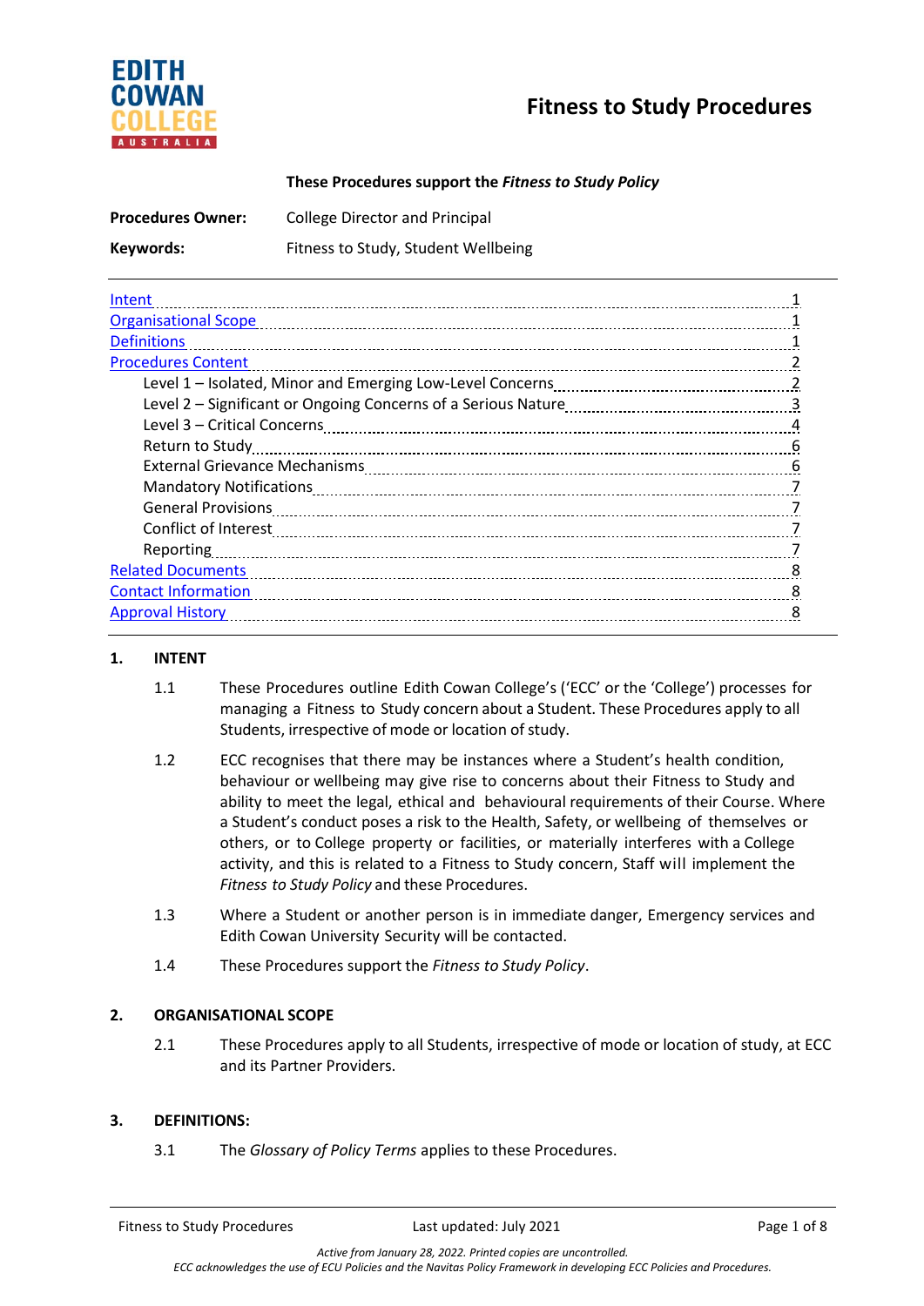# Fitness to Study Procedures

**These Procedures support the *Fitness to Study Policy***

| | |
|---|---|
| **Procedures Owner:** | College Director and Principal |
| **Keywords:** | Fitness to Study, Student Wellbeing |

- Intent ... 1
- Organisational Scope ... 1
- Definitions ... 1
- Procedures Content ... 2
  - Level 1 – Isolated, Minor and Emerging Low-Level Concerns ... 2
  - Level 2 – Significant or Ongoing Concerns of a Serious Nature ... 3
  - Level 3 – Critical Concerns ... 4
  - Return to Study ... 6
  - External Grievance Mechanisms ... 6
  - Mandatory Notifications ... 7
  - General Provisions ... 7
  - Conflict of Interest ... 7
  - Reporting ... 7
- Related Documents ... 8
- Contact Information ... 8
- Approval History ... 8

## 1. INTENT

1.1 These Procedures outline Edith Cowan College's ('ECC' or the 'College') processes for managing a Fitness to Study concern about a Student. These Procedures apply to all Students, irrespective of mode or location of study.

1.2 ECC recognises that there may be instances where a Student's health condition, behaviour or wellbeing may give rise to concerns about their Fitness to Study and ability to meet the legal, ethical and behavioural requirements of their Course. Where a Student's conduct poses a risk to the Health, Safety, or wellbeing of themselves or others, or to College property or facilities, or materially interferes with a College activity, and this is related to a Fitness to Study concern, Staff will implement the *Fitness to Study Policy* and these Procedures.

1.3 Where a Student or another person is in immediate danger, Emergency services and Edith Cowan University Security will be contacted.

1.4 These Procedures support the *Fitness to Study Policy*.

## 2. ORGANISATIONAL SCOPE

2.1 These Procedures apply to all Students, irrespective of mode or location of study, at ECC and its Partner Providers.

## 3. DEFINITIONS:

3.1 The *Glossary of Policy Terms* applies to these Procedures.

*Active from January 28, 2022. Printed copies are uncontrolled.*
*ECC acknowledges the use of ECU Policies and the Navitas Policy Framework in developing ECC Policies and Procedures.*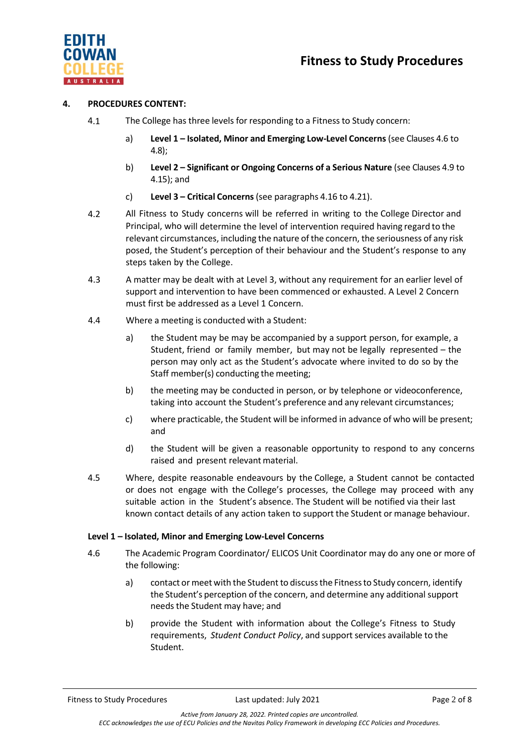## 4. PROCEDURES CONTENT:

4.1 The College has three levels for responding to a Fitness to Study concern:

a) **Level 1 – Isolated, Minor and Emerging Low-Level Concerns** (see Clauses 4.6 to 4.8);

b) **Level 2 – Significant or Ongoing Concerns of a Serious Nature** (see Clauses 4.9 to 4.15); and

c) **Level 3 – Critical Concerns** (see paragraphs 4.16 to 4.21).

4.2 All Fitness to Study concerns will be referred in writing to the College Director and Principal, who will determine the level of intervention required having regard to the relevant circumstances, including the nature of the concern, the seriousness of any risk posed, the Student's perception of their behaviour and the Student's response to any steps taken by the College.

4.3 A matter may be dealt with at Level 3, without any requirement for an earlier level of support and intervention to have been commenced or exhausted. A Level 2 Concern must first be addressed as a Level 1 Concern.

4.4 Where a meeting is conducted with a Student:

a) the Student may be may be accompanied by a support person, for example, a Student, friend or family member, but may not be legally represented – the person may only act as the Student's advocate where invited to do so by the Staff member(s) conducting the meeting;

b) the meeting may be conducted in person, or by telephone or videoconference, taking into account the Student's preference and any relevant circumstances;

c) where practicable, the Student will be informed in advance of who will be present; and

d) the Student will be given a reasonable opportunity to respond to any concerns raised and present relevant material.

4.5 Where, despite reasonable endeavours by the College, a Student cannot be contacted or does not engage with the College's processes, the College may proceed with any suitable action in the Student's absence. The Student will be notified via their last known contact details of any action taken to support the Student or manage behaviour.

### Level 1 – Isolated, Minor and Emerging Low-Level Concerns

4.6 The Academic Program Coordinator/ ELICOS Unit Coordinator may do any one or more of the following:

a) contact or meet with the Student to discuss the Fitness to Study concern, identify the Student's perception of the concern, and determine any additional support needs the Student may have; and

b) provide the Student with information about the College's Fitness to Study requirements, *Student Conduct Policy*, and support services available to the Student.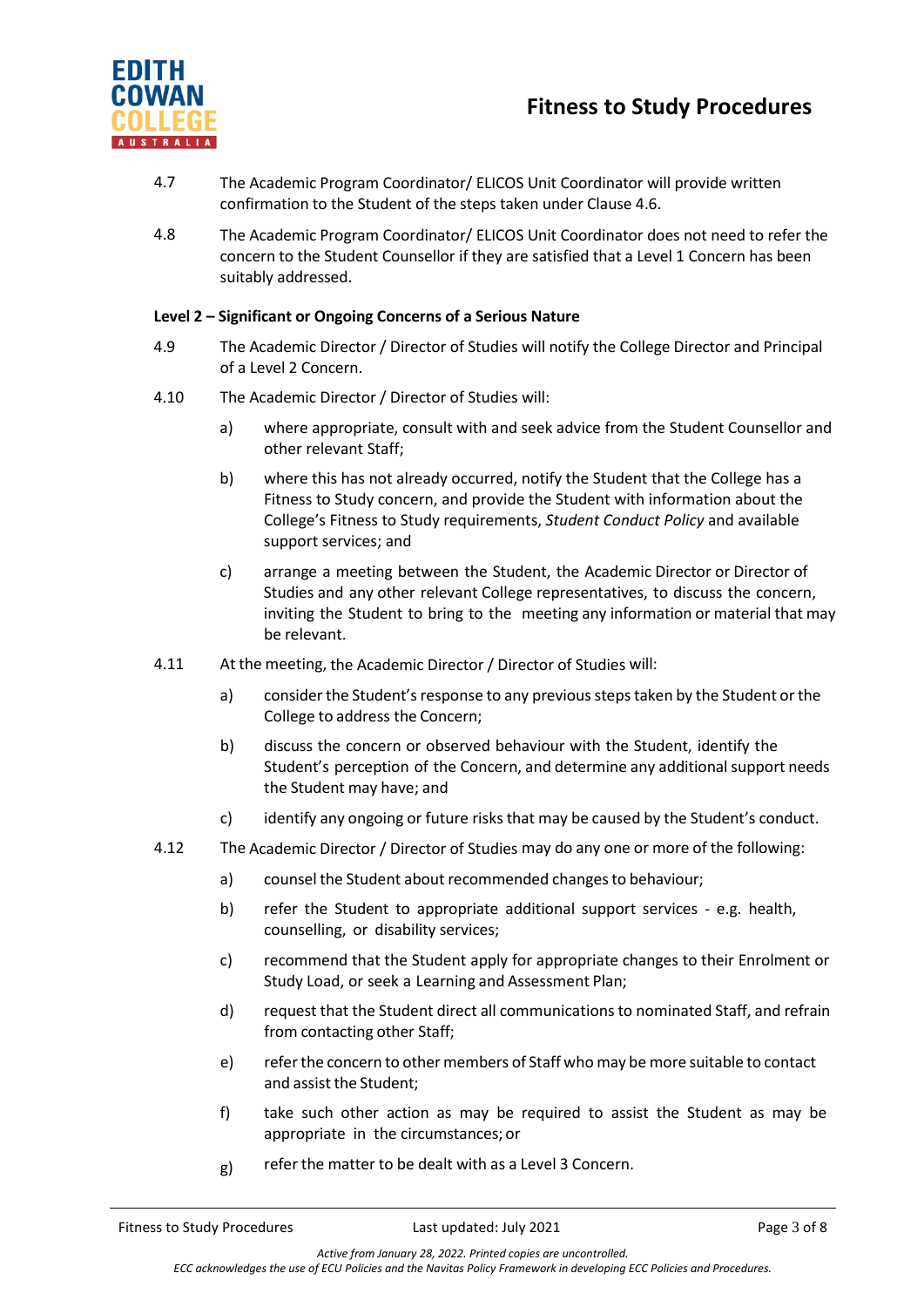4.7 The Academic Program Coordinator/ ELICOS Unit Coordinator will provide written confirmation to the Student of the steps taken under Clause 4.6.

4.8 The Academic Program Coordinator/ ELICOS Unit Coordinator does not need to refer the concern to the Student Counsellor if they are satisfied that a Level 1 Concern has been suitably addressed.

**Level 2 – Significant or Ongoing Concerns of a Serious Nature**

4.9 The Academic Director / Director of Studies will notify the College Director and Principal of a Level 2 Concern.

4.10 The Academic Director / Director of Studies will:

a) where appropriate, consult with and seek advice from the Student Counsellor and other relevant Staff;

b) where this has not already occurred, notify the Student that the College has a Fitness to Study concern, and provide the Student with information about the College's Fitness to Study requirements, *Student Conduct Policy* and available support services; and

c) arrange a meeting between the Student, the Academic Director or Director of Studies and any other relevant College representatives, to discuss the concern, inviting the Student to bring to the meeting any information or material that may be relevant.

4.11 At the meeting, the Academic Director / Director of Studies will:

a) consider the Student's response to any previous steps taken by the Student or the College to address the Concern;

b) discuss the concern or observed behaviour with the Student, identify the Student's perception of the Concern, and determine any additional support needs the Student may have; and

c) identify any ongoing or future risks that may be caused by the Student's conduct.

4.12 The Academic Director / Director of Studies may do any one or more of the following:

a) counsel the Student about recommended changes to behaviour;

b) refer the Student to appropriate additional support services - e.g. health, counselling, or disability services;

c) recommend that the Student apply for appropriate changes to their Enrolment or Study Load, or seek a Learning and Assessment Plan;

d) request that the Student direct all communications to nominated Staff, and refrain from contacting other Staff;

e) refer the concern to other members of Staff who may be more suitable to contact and assist the Student;

f) take such other action as may be required to assist the Student as may be appropriate in the circumstances; or

g) refer the matter to be dealt with as a Level 3 Concern.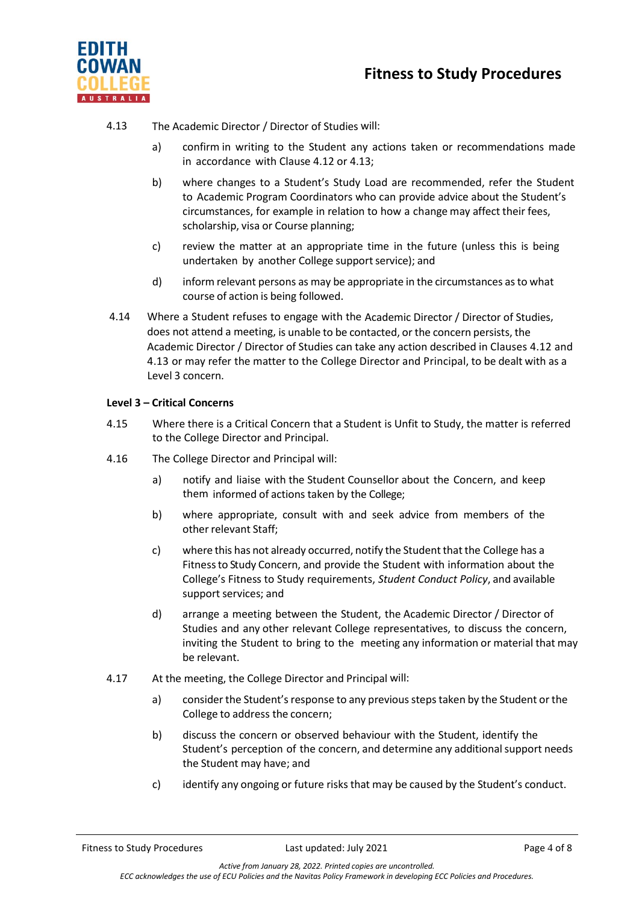4.13 The Academic Director / Director of Studies will:

a) confirm in writing to the Student any actions taken or recommendations made in accordance with Clause 4.12 or 4.13;

b) where changes to a Student's Study Load are recommended, refer the Student to Academic Program Coordinators who can provide advice about the Student's circumstances, for example in relation to how a change may affect their fees, scholarship, visa or Course planning;

c) review the matter at an appropriate time in the future (unless this is being undertaken by another College support service); and

d) inform relevant persons as may be appropriate in the circumstances as to what course of action is being followed.

4.14 Where a Student refuses to engage with the Academic Director / Director of Studies, does not attend a meeting, is unable to be contacted, or the concern persists, the Academic Director / Director of Studies can take any action described in Clauses 4.12 and 4.13 or may refer the matter to the College Director and Principal, to be dealt with as a Level 3 concern.

**Level 3 – Critical Concerns**

4.15 Where there is a Critical Concern that a Student is Unfit to Study, the matter is referred to the College Director and Principal.

4.16 The College Director and Principal will:

a) notify and liaise with the Student Counsellor about the Concern, and keep them informed of actions taken by the College;

b) where appropriate, consult with and seek advice from members of the other relevant Staff;

c) where this has not already occurred, notify the Student that the College has a Fitness to Study Concern, and provide the Student with information about the College's Fitness to Study requirements, *Student Conduct Policy*, and available support services; and

d) arrange a meeting between the Student, the Academic Director / Director of Studies and any other relevant College representatives, to discuss the concern, inviting the Student to bring to the meeting any information or material that may be relevant.

4.17 At the meeting, the College Director and Principal will:

a) consider the Student's response to any previous steps taken by the Student or the College to address the concern;

b) discuss the concern or observed behaviour with the Student, identify the Student's perception of the concern, and determine any additional support needs the Student may have; and

c) identify any ongoing or future risks that may be caused by the Student's conduct.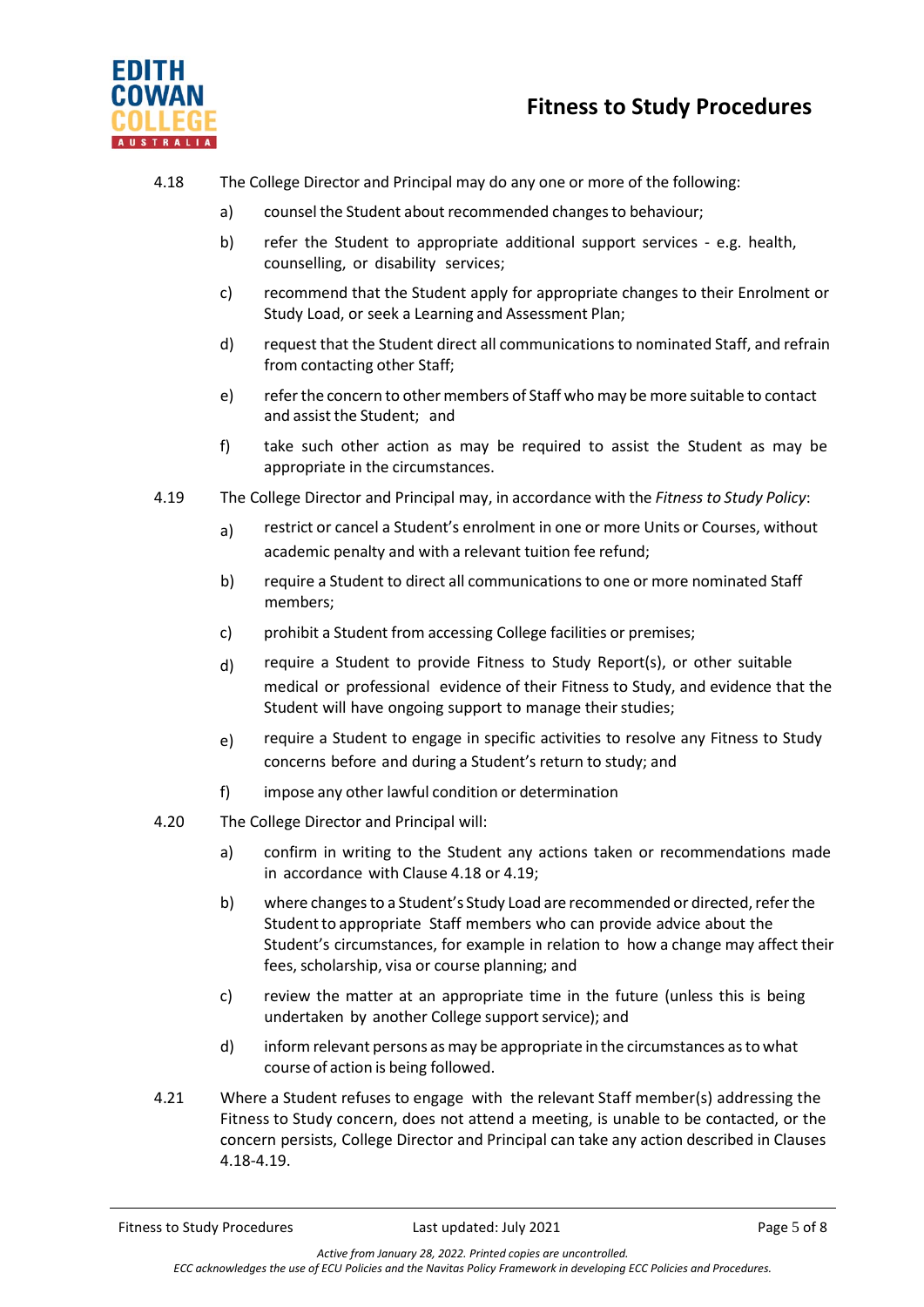4.18 The College Director and Principal may do any one or more of the following:

a) counsel the Student about recommended changes to behaviour;

b) refer the Student to appropriate additional support services - e.g. health, counselling, or disability services;

c) recommend that the Student apply for appropriate changes to their Enrolment or Study Load, or seek a Learning and Assessment Plan;

d) request that the Student direct all communications to nominated Staff, and refrain from contacting other Staff;

e) refer the concern to other members of Staff who may be more suitable to contact and assist the Student; and

f) take such other action as may be required to assist the Student as may be appropriate in the circumstances.

4.19 The College Director and Principal may, in accordance with the *Fitness to Study Policy*:

a) restrict or cancel a Student's enrolment in one or more Units or Courses, without academic penalty and with a relevant tuition fee refund;

b) require a Student to direct all communications to one or more nominated Staff members;

c) prohibit a Student from accessing College facilities or premises;

d) require a Student to provide Fitness to Study Report(s), or other suitable medical or professional evidence of their Fitness to Study, and evidence that the Student will have ongoing support to manage their studies;

e) require a Student to engage in specific activities to resolve any Fitness to Study concerns before and during a Student's return to study; and

f) impose any other lawful condition or determination

4.20 The College Director and Principal will:

a) confirm in writing to the Student any actions taken or recommendations made in accordance with Clause 4.18 or 4.19;

b) where changes to a Student's Study Load are recommended or directed, refer the Student to appropriate Staff members who can provide advice about the Student's circumstances, for example in relation to how a change may affect their fees, scholarship, visa or course planning; and

c) review the matter at an appropriate time in the future (unless this is being undertaken by another College support service); and

d) inform relevant persons as may be appropriate in the circumstances as to what course of action is being followed.

4.21 Where a Student refuses to engage with the relevant Staff member(s) addressing the Fitness to Study concern, does not attend a meeting, is unable to be contacted, or the concern persists, College Director and Principal can take any action described in Clauses 4.18-4.19.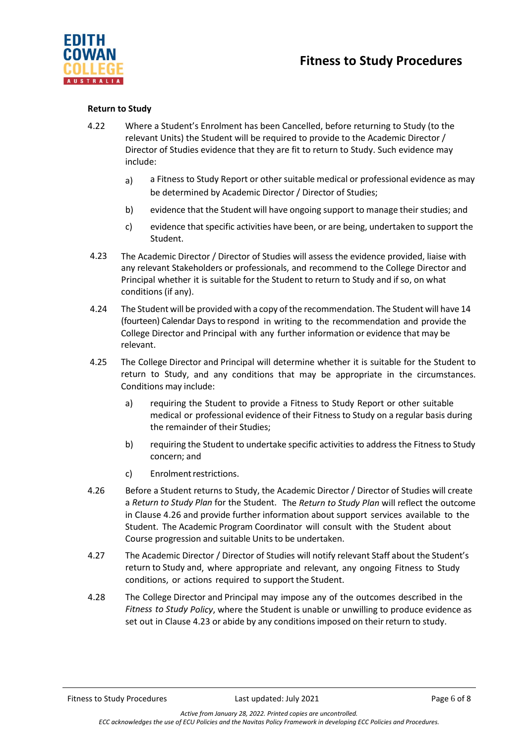**Return to Study**

4.22 Where a Student's Enrolment has been Cancelled, before returning to Study (to the relevant Units) the Student will be required to provide to the Academic Director / Director of Studies evidence that they are fit to return to Study. Such evidence may include:

a) a Fitness to Study Report or other suitable medical or professional evidence as may be determined by Academic Director / Director of Studies;

b) evidence that the Student will have ongoing support to manage their studies; and

c) evidence that specific activities have been, or are being, undertaken to support the Student.

4.23 The Academic Director / Director of Studies will assess the evidence provided, liaise with any relevant Stakeholders or professionals, and recommend to the College Director and Principal whether it is suitable for the Student to return to Study and if so, on what conditions (if any).

4.24 The Student will be provided with a copy of the recommendation. The Student will have 14 (fourteen) Calendar Days to respond in writing to the recommendation and provide the College Director and Principal with any further information or evidence that may be relevant.

4.25 The College Director and Principal will determine whether it is suitable for the Student to return to Study, and any conditions that may be appropriate in the circumstances. Conditions may include:

a) requiring the Student to provide a Fitness to Study Report or other suitable medical or professional evidence of their Fitness to Study on a regular basis during the remainder of their Studies;

b) requiring the Student to undertake specific activities to address the Fitness to Study concern; and

c) Enrolment restrictions.

4.26 Before a Student returns to Study, the Academic Director / Director of Studies will create a *Return to Study Plan* for the Student. The *Return to Study Plan* will reflect the outcome in Clause 4.26 and provide further information about support services available to the Student. The Academic Program Coordinator will consult with the Student about Course progression and suitable Units to be undertaken.

4.27 The Academic Director / Director of Studies will notify relevant Staff about the Student's return to Study and, where appropriate and relevant, any ongoing Fitness to Study conditions, or actions required to support the Student.

4.28 The College Director and Principal may impose any of the outcomes described in the *Fitness to Study Policy*, where the Student is unable or unwilling to produce evidence as set out in Clause 4.23 or abide by any conditions imposed on their return to study.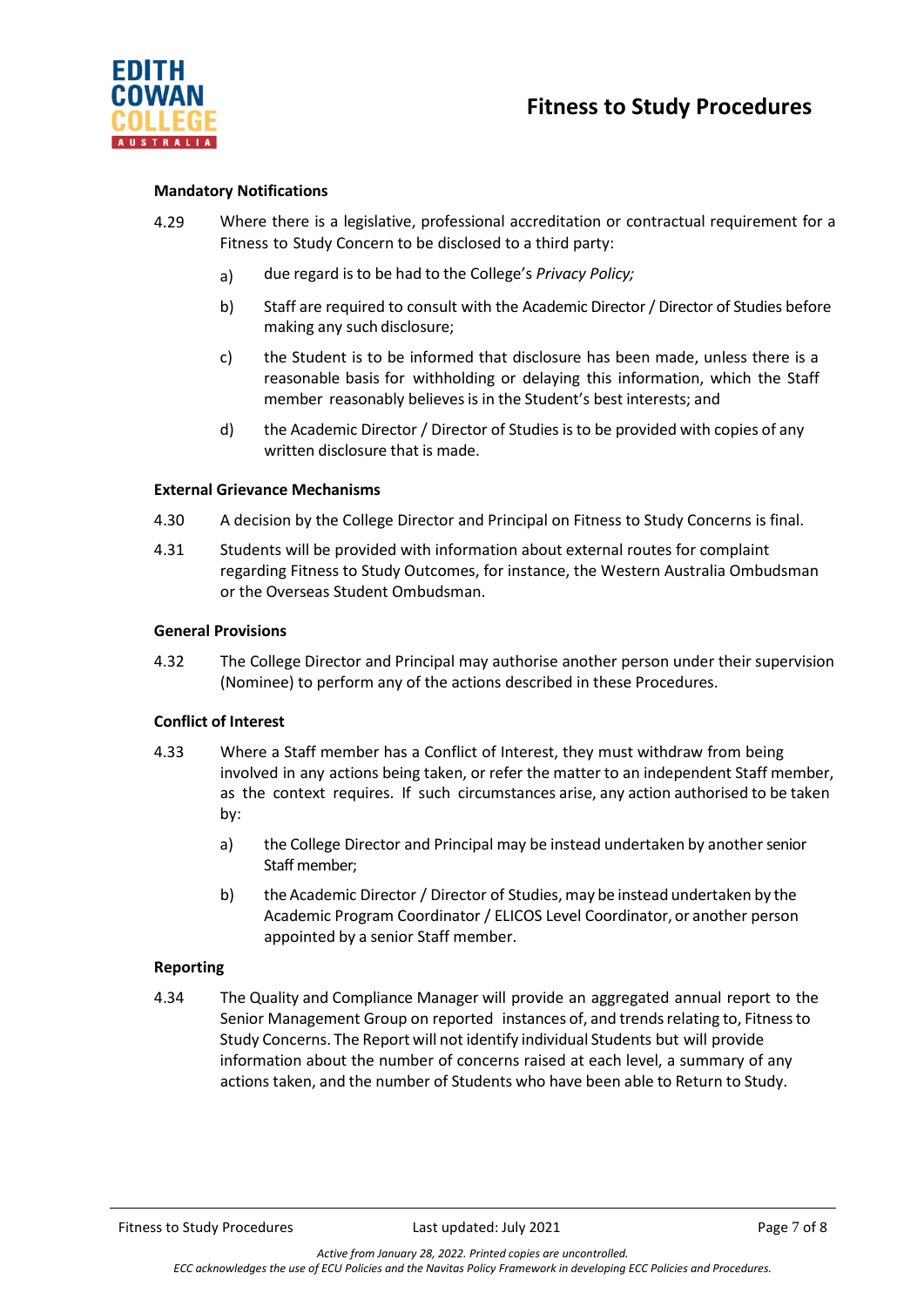### Mandatory Notifications

4.29 Where there is a legislative, professional accreditation or contractual requirement for a Fitness to Study Concern to be disclosed to a third party:

- a) due regard is to be had to the College's *Privacy Policy;*
- b) Staff are required to consult with the Academic Director / Director of Studies before making any such disclosure;
- c) the Student is to be informed that disclosure has been made, unless there is a reasonable basis for withholding or delaying this information, which the Staff member reasonably believes is in the Student's best interests; and
- d) the Academic Director / Director of Studies is to be provided with copies of any written disclosure that is made.

### External Grievance Mechanisms

4.30 A decision by the College Director and Principal on Fitness to Study Concerns is final.

4.31 Students will be provided with information about external routes for complaint regarding Fitness to Study Outcomes, for instance, the Western Australia Ombudsman or the Overseas Student Ombudsman.

### General Provisions

4.32 The College Director and Principal may authorise another person under their supervision (Nominee) to perform any of the actions described in these Procedures.

### Conflict of Interest

4.33 Where a Staff member has a Conflict of Interest, they must withdraw from being involved in any actions being taken, or refer the matter to an independent Staff member, as the context requires. If such circumstances arise, any action authorised to be taken by:

- a) the College Director and Principal may be instead undertaken by another senior Staff member;
- b) the Academic Director / Director of Studies, may be instead undertaken by the Academic Program Coordinator / ELICOS Level Coordinator, or another person appointed by a senior Staff member.

### Reporting

4.34 The Quality and Compliance Manager will provide an aggregated annual report to the Senior Management Group on reported instances of, and trends relating to, Fitness to Study Concerns. The Report will not identify individual Students but will provide information about the number of concerns raised at each level, a summary of any actions taken, and the number of Students who have been able to Return to Study.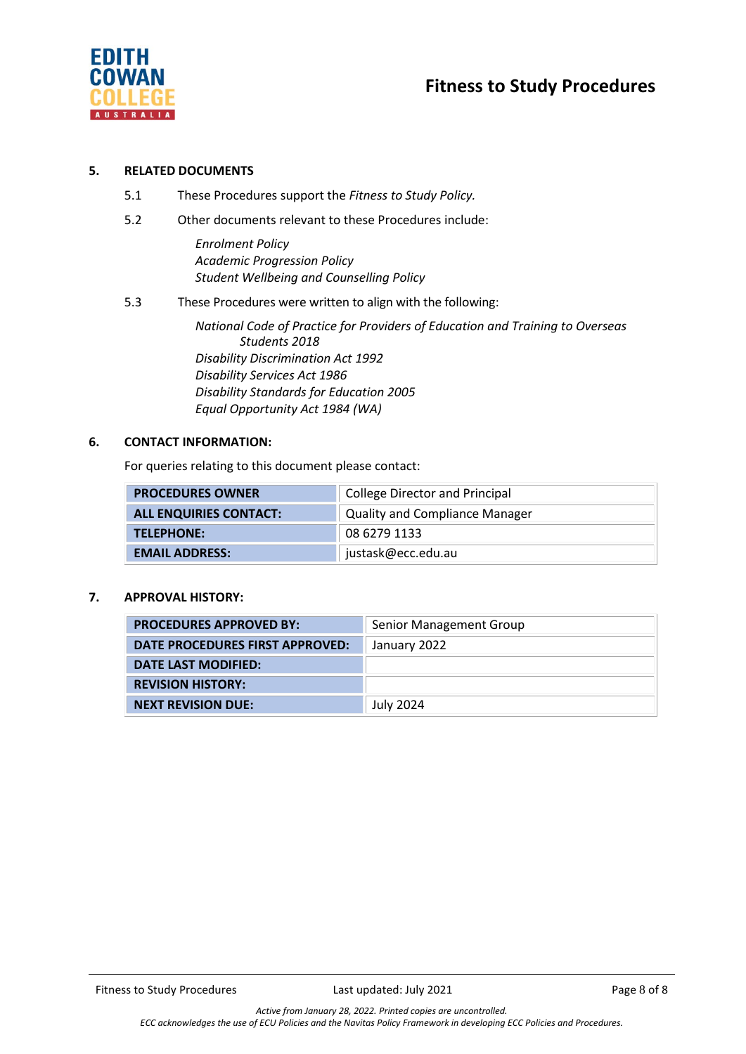## 5. RELATED DOCUMENTS

5.1 These Procedures support the *Fitness to Study Policy.*

5.2 Other documents relevant to these Procedures include:

*Enrolment Policy*
*Academic Progression Policy*
*Student Wellbeing and Counselling Policy*

5.3 These Procedures were written to align with the following:

*National Code of Practice for Providers of Education and Training to Overseas Students 2018*
*Disability Discrimination Act 1992*
*Disability Services Act 1986*
*Disability Standards for Education 2005*
*Equal Opportunity Act 1984 (WA)*

## 6. CONTACT INFORMATION:

For queries relating to this document please contact:

| | |
|---|---|
| **PROCEDURES OWNER** | College Director and Principal |
| **ALL ENQUIRIES CONTACT:** | Quality and Compliance Manager |
| **TELEPHONE:** | 08 6279 1133 |
| **EMAIL ADDRESS:** | justask@ecc.edu.au |

## 7. APPROVAL HISTORY:

| | |
|---|---|
| **PROCEDURES APPROVED BY:** | Senior Management Group |
| **DATE PROCEDURES FIRST APPROVED:** | January 2022 |
| **DATE LAST MODIFIED:** | |
| **REVISION HISTORY:** | |
| **NEXT REVISION DUE:** | July 2024 |

*Active from January 28, 2022. Printed copies are uncontrolled.*
*ECC acknowledges the use of ECU Policies and the Navitas Policy Framework in developing ECC Policies and Procedures.*